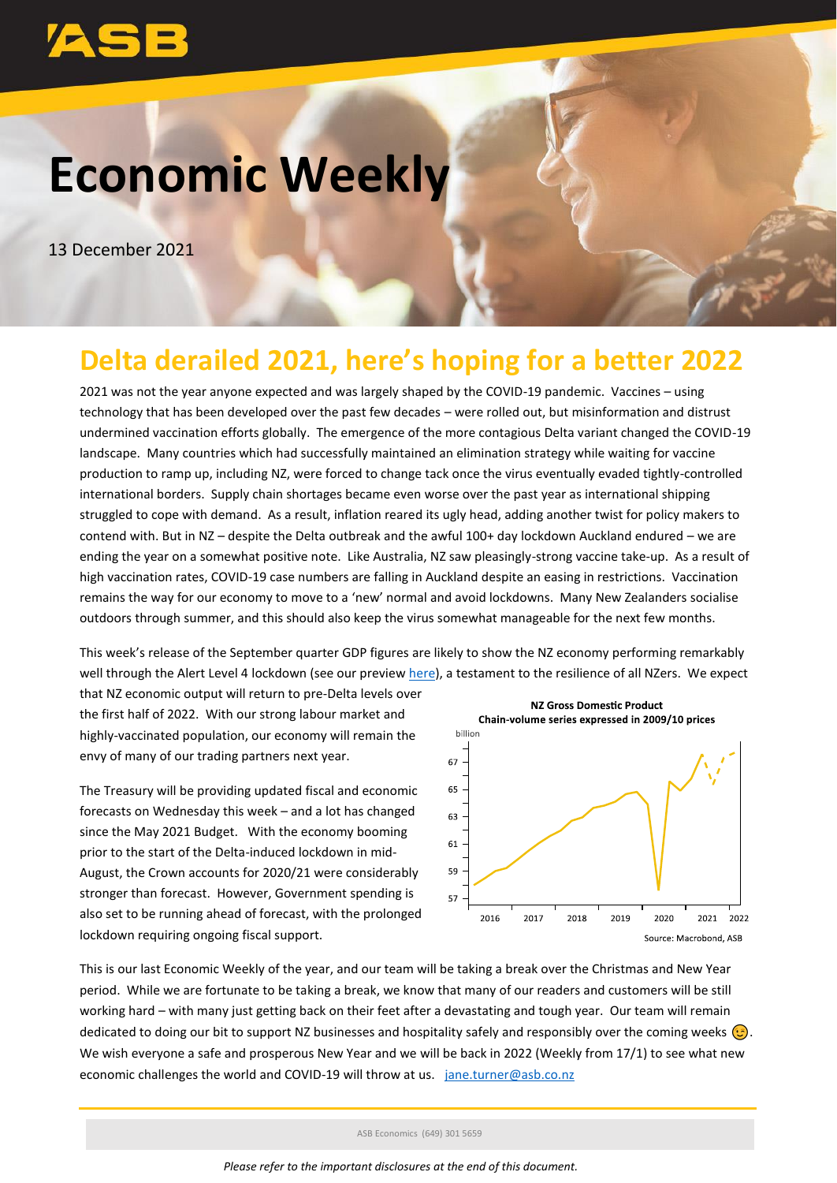# Economic Weekly

13 December 2021

## Delta derailed 2021, here's hoping for a better 2022

2021 was not the year anyone expected and was largely shaped by the COVID-19 pandemic. Vaccines – using technology that has been developed over the past few decades – were rolled out, but misinformation and distrust undermined vaccination efforts globally. The emergence of the more contagious Delta variant changed the COVID-19 landscape. Many countries which had successfully maintained an elimination strategy while waiting for vaccine production to ramp up, including NZ, were forced to change tack once the virus eventually evaded tightly-controlled international borders. Supply chain shortages became even worse over the past year as international shipping struggled to cope with demand. As a result, inflation reared its ugly head, adding another twist for policy makers to contend with. But in NZ – despite the Delta outbreak and the awful 100+ day lockdown Auckland endured – we are ending the year on a somewhat positive note. Like Australia, NZ saw pleasingly-strong vaccine take-up. As a result of high vaccination rates, COVID-19 case numbers are falling in Auckland despite an easing in restrictions. Vaccination remains the way for our economy to move to a 'new' normal and avoid lockdowns. Many New Zealanders socialise outdoors through summer, and this should also keep the virus somewhat manageable for the next few months.

This week's release of the September quarter GDP figures are likely to show the NZ economy performing remarkably well through the Alert Level 4 lockdown (see our preview here), a testament to the resilience of all NZers. We expect that NZ economic output will return to pre-Delta levels over the first half of 2022. With our strong labour market and highly-vaccinated population, our economy will remain the envy of many of our trading partners next year.

The Treasury will be providing updated fiscal and economic forecasts on Wednesday this week – and a lot has changed since the May 2021 Budget. With the economy booming prior to the start of the Delta-induced lockdown in mid-August, the Crown accounts for 2020/21 were considerably stronger than forecast. However, Government spending is also set to be running ahead of forecast, with the prolonged lockdown requiring ongoing fiscal support.

**NZ Gross Domestic Product**
**Chain-volume series expressed in 2009/10 prices**

Source: Macrobond, ASB

This is our last Economic Weekly of the year, and our team will be taking a break over the Christmas and New Year period. While we are fortunate to be taking a break, we know that many of our readers and customers will be still working hard – with many just getting back on their feet after a devastating and tough year. Our team will remain dedicated to doing our bit to support NZ businesses and hospitality safely and responsibly over the coming weeks 😉. We wish everyone a safe and prosperous New Year and we will be back in 2022 (Weekly from 17/1) to see what new economic challenges the world and COVID-19 will throw at us. jane.turner@asb.co.nz

ASB Economics (649) 301 5659

*Please refer to the important disclosures at the end of this document.*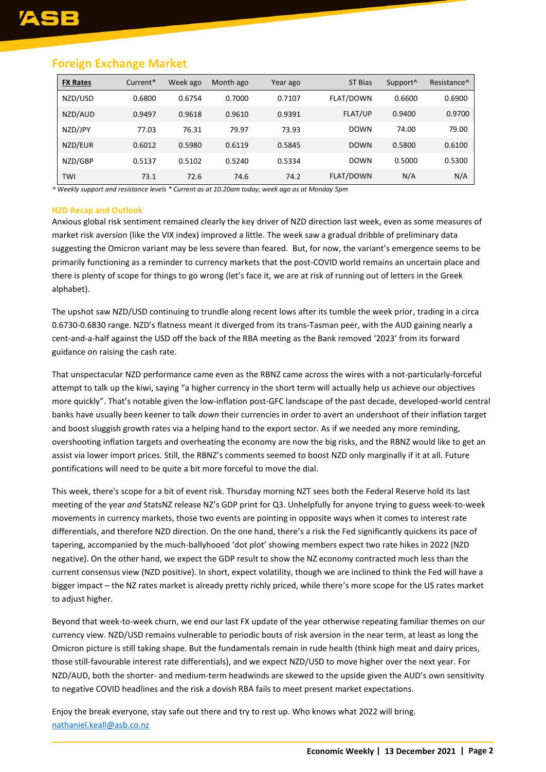## Foreign Exchange Market

| FX Rates | Current* | Week ago | Month ago | Year ago | ST Bias | Support^ | Resistance^ |
|---|---|---|---|---|---|---|---|
| NZD/USD | 0.6800 | 0.6754 | 0.7000 | 0.7107 | FLAT/DOWN | 0.6600 | 0.6900 |
| NZD/AUD | 0.9497 | 0.9618 | 0.9610 | 0.9391 | FLAT/UP | 0.9400 | 0.9700 |
| NZD/JPY | 77.03 | 76.31 | 79.97 | 73.93 | DOWN | 74.00 | 79.00 |
| NZD/EUR | 0.6012 | 0.5980 | 0.6119 | 0.5845 | DOWN | 0.5800 | 0.6100 |
| NZD/GBP | 0.5137 | 0.5102 | 0.5240 | 0.5334 | DOWN | 0.5000 | 0.5300 |
| TWI | 73.1 | 72.6 | 74.6 | 74.2 | FLAT/DOWN | N/A | N/A |

*^ Weekly support and resistance levels * Current as at 10.20am today; week ago as at Monday 5pm*

### NZD Recap and Outlook

Anxious global risk sentiment remained clearly the key driver of NZD direction last week, even as some measures of market risk aversion (like the VIX index) improved a little. The week saw a gradual dribble of preliminary data suggesting the Omicron variant may be less severe than feared. But, for now, the variant's emergence seems to be primarily functioning as a reminder to currency markets that the post-COVID world remains an uncertain place and there is plenty of scope for things to go wrong (let's face it, we are at risk of running out of letters in the Greek alphabet).

The upshot saw NZD/USD continuing to trundle along recent lows after its tumble the week prior, trading in a circa 0.6730-0.6830 range. NZD's flatness meant it diverged from its trans-Tasman peer, with the AUD gaining nearly a cent-and-a-half against the USD off the back of the RBA meeting as the Bank removed '2023' from its forward guidance on raising the cash rate.

That unspectacular NZD performance came even as the RBNZ came across the wires with a not-particularly-forceful attempt to talk up the kiwi, saying "a higher currency in the short term will actually help us achieve our objectives more quickly". That's notable given the low-inflation post-GFC landscape of the past decade, developed-world central banks have usually been keener to talk *down* their currencies in order to avert an undershoot of their inflation target and boost sluggish growth rates via a helping hand to the export sector. As if we needed any more reminding, overshooting inflation targets and overheating the economy are now the big risks, and the RBNZ would like to get an assist via lower import prices. Still, the RBNZ's comments seemed to boost NZD only marginally if it at all. Future pontifications will need to be quite a bit more forceful to move the dial.

This week, there's scope for a bit of event risk. Thursday morning NZT sees both the Federal Reserve hold its last meeting of the year *and* StatsNZ release NZ's GDP print for Q3. Unhelpfully for anyone trying to guess week-to-week movements in currency markets, those two events are pointing in opposite ways when it comes to interest rate differentials, and therefore NZD direction. On the one hand, there's a risk the Fed significantly quickens its pace of tapering, accompanied by the much-ballyhooed 'dot plot' showing members expect two rate hikes in 2022 (NZD negative). On the other hand, we expect the GDP result to show the NZ economy contracted much less than the current consensus view (NZD positive). In short, expect volatility, though we are inclined to think the Fed will have a bigger impact – the NZ rates market is already pretty richly priced, while there's more scope for the US rates market to adjust higher.

Beyond that week-to-week churn, we end our last FX update of the year otherwise repeating familiar themes on our currency view. NZD/USD remains vulnerable to periodic bouts of risk aversion in the near term, at least as long the Omicron picture is still taking shape. But the fundamentals remain in rude health (think high meat and dairy prices, those still-favourable interest rate differentials), and we expect NZD/USD to move higher over the next year. For NZD/AUD, both the shorter- and medium-term headwinds are skewed to the upside given the AUD's own sensitivity to negative COVID headlines and the risk a dovish RBA fails to meet present market expectations.

Enjoy the break everyone, stay safe out there and try to rest up. Who knows what 2022 will bring.

nathaniel.keall@asb.co.nz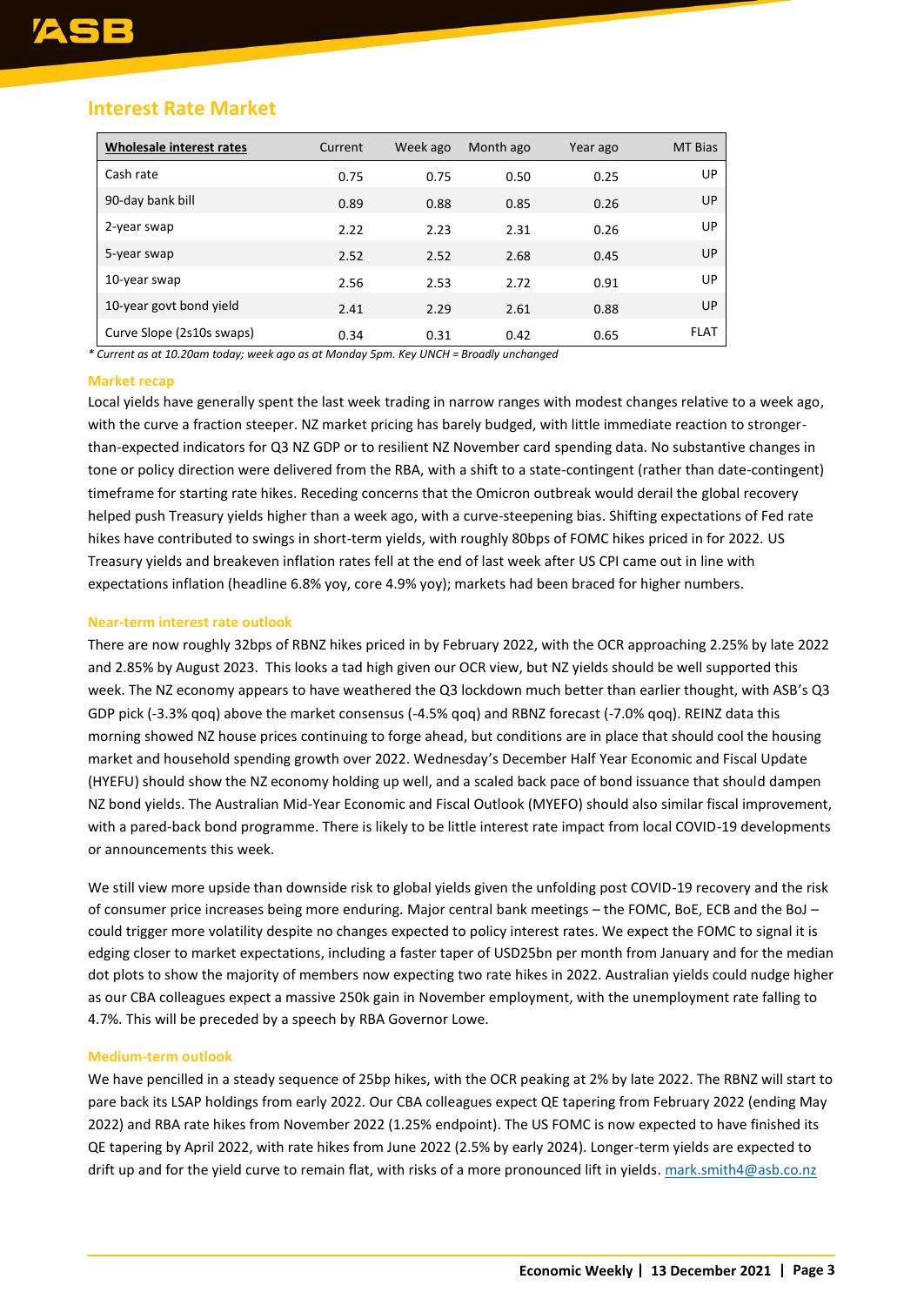## Interest Rate Market

| Wholesale interest rates | Current | Week ago | Month ago | Year ago | MT Bias |
|---|---|---|---|---|---|
| Cash rate | 0.75 | 0.75 | 0.50 | 0.25 | UP |
| 90-day bank bill | 0.89 | 0.88 | 0.85 | 0.26 | UP |
| 2-year swap | 2.22 | 2.23 | 2.31 | 0.26 | UP |
| 5-year swap | 2.52 | 2.52 | 2.68 | 0.45 | UP |
| 10-year swap | 2.56 | 2.53 | 2.72 | 0.91 | UP |
| 10-year govt bond yield | 2.41 | 2.29 | 2.61 | 0.88 | UP |
| Curve Slope (2s10s swaps) | 0.34 | 0.31 | 0.42 | 0.65 | FLAT |

*\* Current as at 10.20am today; week ago as at Monday 5pm. Key UNCH = Broadly unchanged*

### Market recap

Local yields have generally spent the last week trading in narrow ranges with modest changes relative to a week ago, with the curve a fraction steeper. NZ market pricing has barely budged, with little immediate reaction to stronger-than-expected indicators for Q3 NZ GDP or to resilient NZ November card spending data. No substantive changes in tone or policy direction were delivered from the RBA, with a shift to a state-contingent (rather than date-contingent) timeframe for starting rate hikes. Receding concerns that the Omicron outbreak would derail the global recovery helped push Treasury yields higher than a week ago, with a curve-steepening bias. Shifting expectations of Fed rate hikes have contributed to swings in short-term yields, with roughly 80bps of FOMC hikes priced in for 2022. US Treasury yields and breakeven inflation rates fell at the end of last week after US CPI came out in line with expectations inflation (headline 6.8% yoy, core 4.9% yoy); markets had been braced for higher numbers.

### Near-term interest rate outlook

There are now roughly 32bps of RBNZ hikes priced in by February 2022, with the OCR approaching 2.25% by late 2022 and 2.85% by August 2023. This looks a tad high given our OCR view, but NZ yields should be well supported this week. The NZ economy appears to have weathered the Q3 lockdown much better than earlier thought, with ASB's Q3 GDP pick (-3.3% qoq) above the market consensus (-4.5% qoq) and RBNZ forecast (-7.0% qoq). REINZ data this morning showed NZ house prices continuing to forge ahead, but conditions are in place that should cool the housing market and household spending growth over 2022. Wednesday's December Half Year Economic and Fiscal Update (HYEFU) should show the NZ economy holding up well, and a scaled back pace of bond issuance that should dampen NZ bond yields. The Australian Mid-Year Economic and Fiscal Outlook (MYEFO) should also similar fiscal improvement, with a pared-back bond programme. There is likely to be little interest rate impact from local COVID-19 developments or announcements this week.

We still view more upside than downside risk to global yields given the unfolding post COVID-19 recovery and the risk of consumer price increases being more enduring. Major central bank meetings – the FOMC, BoE, ECB and the BoJ – could trigger more volatility despite no changes expected to policy interest rates. We expect the FOMC to signal it is edging closer to market expectations, including a faster taper of USD25bn per month from January and for the median dot plots to show the majority of members now expecting two rate hikes in 2022. Australian yields could nudge higher as our CBA colleagues expect a massive 250k gain in November employment, with the unemployment rate falling to 4.7%. This will be preceded by a speech by RBA Governor Lowe.

### Medium-term outlook

We have pencilled in a steady sequence of 25bp hikes, with the OCR peaking at 2% by late 2022. The RBNZ will start to pare back its LSAP holdings from early 2022. Our CBA colleagues expect QE tapering from February 2022 (ending May 2022) and RBA rate hikes from November 2022 (1.25% endpoint). The US FOMC is now expected to have finished its QE tapering by April 2022, with rate hikes from June 2022 (2.5% by early 2024). Longer-term yields are expected to drift up and for the yield curve to remain flat, with risks of a more pronounced lift in yields. mark.smith4@asb.co.nz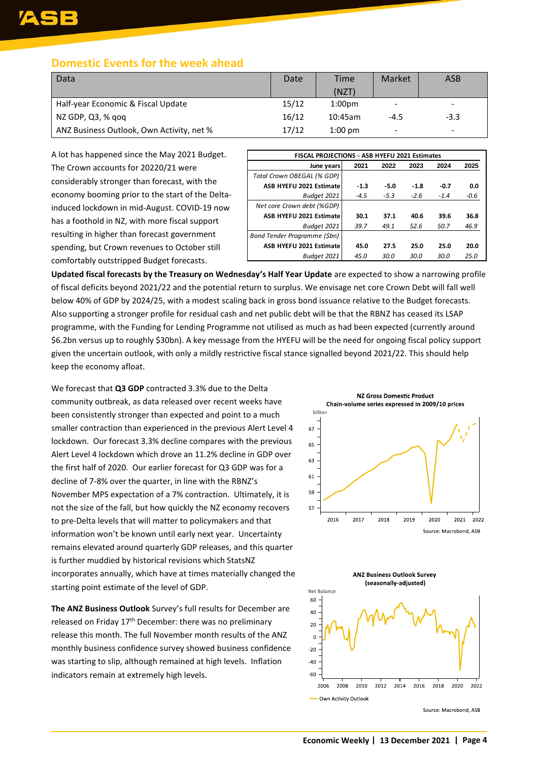## Domestic Events for the week ahead

| Data | Date | Time (NZT) | Market | ASB |
|---|---|---|---|---|
| Half-year Economic & Fiscal Update | 15/12 | 1:00pm | - | - |
| NZ GDP, Q3, % qoq | 16/12 | 10:45am | -4.5 | -3.3 |
| ANZ Business Outlook, Own Activity, net % | 17/12 | 1:00 pm | - | - |

A lot has happened since the May 2021 Budget. The Crown accounts for 20220/21 were considerably stronger than forecast, with the economy booming prior to the start of the Delta-induced lockdown in mid-August. COVID-19 now has a foothold in NZ, with more fiscal support resulting in higher than forecast government spending, but Crown revenues to October still comfortably outstripped Budget forecasts.

| FISCAL PROJECTIONS - ASB HYEFU 2021 Estimates | | | | | |
|---|---|---|---|---|---|
| June years | 2021 | 2022 | 2023 | 2024 | 2025 |
| *Total Crown OBEGAL (% GDP)* | | | | | |
| **ASB HYEFU 2021 Estimate** | **-1.3** | **-5.0** | **-1.8** | **-0.7** | **0.0** |
| *Budget 2021* | *-4.5* | *-5.3* | *-2.6* | *-1.4* | *-0.6* |
| *Net core Crown debt (%GDP)* | | | | | |
| **ASB HYEFU 2021 Estimate** | **30.1** | **37.1** | **40.6** | **39.6** | **36.8** |
| *Budget 2021* | *39.7* | *49.1* | *52.6* | *50.7* | *46.9* |
| *Bond Tender Programme ($bn)* | | | | | |
| **ASB HYEFU 2021 Estimate** | **45.0** | **27.5** | **25.0** | **25.0** | **20.0** |
| *Budget 2021* | *45.0* | *30.0* | *30.0* | *30.0* | *25.0* |

**Updated fiscal forecasts by the Treasury on Wednesday's Half Year Update** are expected to show a narrowing profile of fiscal deficits beyond 2021/22 and the potential return to surplus. We envisage net core Crown Debt will fall well below 40% of GDP by 2024/25, with a modest scaling back in gross bond issuance relative to the Budget forecasts. Also supporting a stronger profile for residual cash and net public debt will be that the RBNZ has ceased its LSAP programme, with the Funding for Lending Programme not utilised as much as had been expected (currently around $6.2bn versus up to roughly $30bn). A key message from the HYEFU will be the need for ongoing fiscal policy support given the uncertain outlook, with only a mildly restrictive fiscal stance signalled beyond 2021/22. This should help keep the economy afloat.

We forecast that **Q3 GDP** contracted 3.3% due to the Delta community outbreak, as data released over recent weeks have been consistently stronger than expected and point to a much smaller contraction than experienced in the previous Alert Level 4 lockdown. Our forecast 3.3% decline compares with the previous Alert Level 4 lockdown which drove an 11.2% decline in GDP over the first half of 2020. Our earlier forecast for Q3 GDP was for a decline of 7-8% over the quarter, in line with the RBNZ's November MPS expectation of a 7% contraction. Ultimately, it is not the size of the fall, but how quickly the NZ economy recovers to pre-Delta levels that will matter to policymakers and that information won't be known until early next year. Uncertainty remains elevated around quarterly GDP releases, and this quarter is further muddied by historical revisions which StatsNZ incorporates annually, which have at times materially changed the starting point estimate of the level of GDP.

**NZ Gross Domestic Product**
**Chain-volume series expressed in 2009/10 prices**

Source: Macrobond, ASB

**The ANZ Business Outlook** Survey's full results for December are released on Friday 17th December: there was no preliminary release this month. The full November month results of the ANZ monthly business confidence survey showed business confidence was starting to slip, although remained at high levels. Inflation indicators remain at extremely high levels.

**ANZ Business Outlook Survey**
**(seasonally-adjusted)**

Source: Macrobond, ASB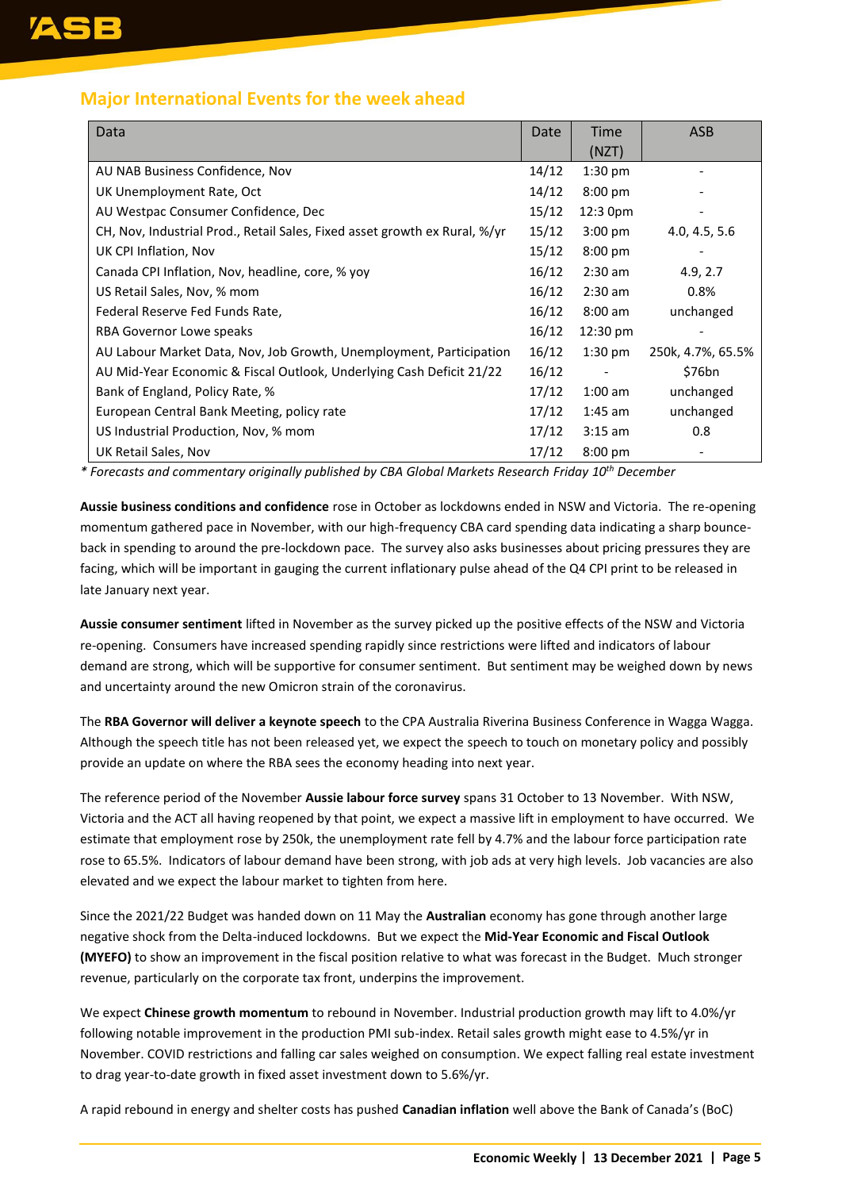## Major International Events for the week ahead

| Data | Date | Time (NZT) | ASB |
|---|---|---|---|
| AU NAB Business Confidence, Nov | 14/12 | 1:30 pm | - |
| UK Unemployment Rate, Oct | 14/12 | 8:00 pm | - |
| AU Westpac Consumer Confidence, Dec | 15/12 | 12:3 0pm | - |
| CH, Nov, Industrial Prod., Retail Sales, Fixed asset growth ex Rural, %/yr | 15/12 | 3:00 pm | 4.0, 4.5, 5.6 |
| UK CPI Inflation, Nov | 15/12 | 8:00 pm | - |
| Canada CPI Inflation, Nov, headline, core, % yoy | 16/12 | 2:30 am | 4.9, 2.7 |
| US Retail Sales, Nov, % mom | 16/12 | 2:30 am | 0.8% |
| Federal Reserve Fed Funds Rate, | 16/12 | 8:00 am | unchanged |
| RBA Governor Lowe speaks | 16/12 | 12:30 pm | - |
| AU Labour Market Data, Nov, Job Growth, Unemployment, Participation | 16/12 | 1:30 pm | 250k, 4.7%, 65.5% |
| AU Mid-Year Economic & Fiscal Outlook, Underlying Cash Deficit 21/22 | 16/12 | - | $76bn |
| Bank of England, Policy Rate, % | 17/12 | 1:00 am | unchanged |
| European Central Bank Meeting, policy rate | 17/12 | 1:45 am | unchanged |
| US Industrial Production, Nov, % mom | 17/12 | 3:15 am | 0.8 |
| UK Retail Sales, Nov | 17/12 | 8:00 pm | - |

*\* Forecasts and commentary originally published by CBA Global Markets Research Friday 10th December*

**Aussie business conditions and confidence** rose in October as lockdowns ended in NSW and Victoria. The re-opening momentum gathered pace in November, with our high-frequency CBA card spending data indicating a sharp bounce-back in spending to around the pre-lockdown pace. The survey also asks businesses about pricing pressures they are facing, which will be important in gauging the current inflationary pulse ahead of the Q4 CPI print to be released in late January next year.

**Aussie consumer sentiment** lifted in November as the survey picked up the positive effects of the NSW and Victoria re-opening. Consumers have increased spending rapidly since restrictions were lifted and indicators of labour demand are strong, which will be supportive for consumer sentiment. But sentiment may be weighed down by news and uncertainty around the new Omicron strain of the coronavirus.

The **RBA Governor will deliver a keynote speech** to the CPA Australia Riverina Business Conference in Wagga Wagga. Although the speech title has not been released yet, we expect the speech to touch on monetary policy and possibly provide an update on where the RBA sees the economy heading into next year.

The reference period of the November **Aussie labour force survey** spans 31 October to 13 November. With NSW, Victoria and the ACT all having reopened by that point, we expect a massive lift in employment to have occurred. We estimate that employment rose by 250k, the unemployment rate fell by 4.7% and the labour force participation rate rose to 65.5%. Indicators of labour demand have been strong, with job ads at very high levels. Job vacancies are also elevated and we expect the labour market to tighten from here.

Since the 2021/22 Budget was handed down on 11 May the **Australian** economy has gone through another large negative shock from the Delta-induced lockdowns. But we expect the **Mid-Year Economic and Fiscal Outlook (MYEFO)** to show an improvement in the fiscal position relative to what was forecast in the Budget. Much stronger revenue, particularly on the corporate tax front, underpins the improvement.

We expect **Chinese growth momentum** to rebound in November. Industrial production growth may lift to 4.0%/yr following notable improvement in the production PMI sub-index. Retail sales growth might ease to 4.5%/yr in November. COVID restrictions and falling car sales weighed on consumption. We expect falling real estate investment to drag year-to-date growth in fixed asset investment down to 5.6%/yr.

A rapid rebound in energy and shelter costs has pushed **Canadian inflation** well above the Bank of Canada's (BoC)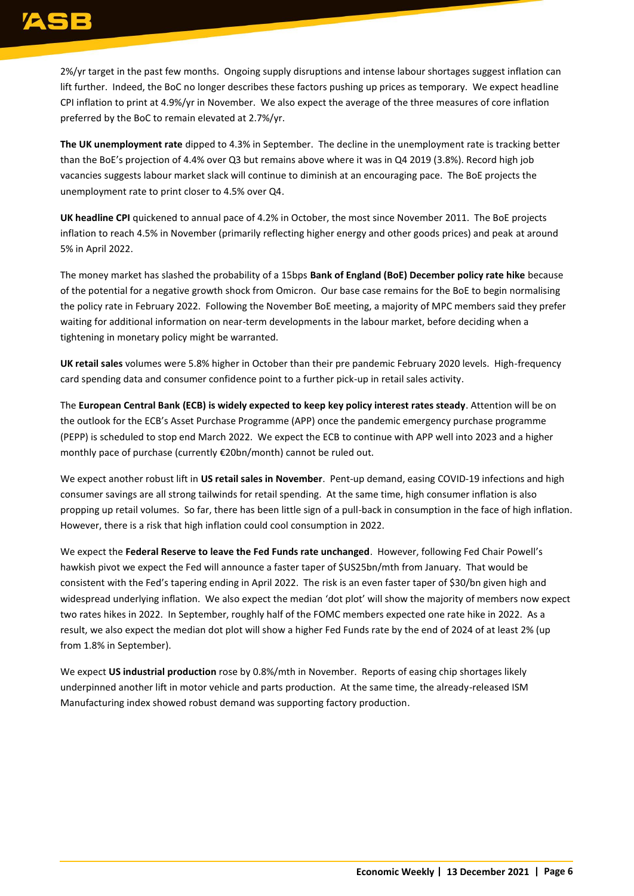2%/yr target in the past few months. Ongoing supply disruptions and intense labour shortages suggest inflation can lift further. Indeed, the BoC no longer describes these factors pushing up prices as temporary. We expect headline CPI inflation to print at 4.9%/yr in November. We also expect the average of the three measures of core inflation preferred by the BoC to remain elevated at 2.7%/yr.

**The UK unemployment rate** dipped to 4.3% in September. The decline in the unemployment rate is tracking better than the BoE's projection of 4.4% over Q3 but remains above where it was in Q4 2019 (3.8%). Record high job vacancies suggests labour market slack will continue to diminish at an encouraging pace. The BoE projects the unemployment rate to print closer to 4.5% over Q4.

**UK headline CPI** quickened to annual pace of 4.2% in October, the most since November 2011. The BoE projects inflation to reach 4.5% in November (primarily reflecting higher energy and other goods prices) and peak at around 5% in April 2022.

The money market has slashed the probability of a 15bps **Bank of England (BoE) December policy rate hike** because of the potential for a negative growth shock from Omicron. Our base case remains for the BoE to begin normalising the policy rate in February 2022. Following the November BoE meeting, a majority of MPC members said they prefer waiting for additional information on near-term developments in the labour market, before deciding when a tightening in monetary policy might be warranted.

**UK retail sales** volumes were 5.8% higher in October than their pre pandemic February 2020 levels. High-frequency card spending data and consumer confidence point to a further pick-up in retail sales activity.

The **European Central Bank (ECB) is widely expected to keep key policy interest rates steady**. Attention will be on the outlook for the ECB's Asset Purchase Programme (APP) once the pandemic emergency purchase programme (PEPP) is scheduled to stop end March 2022. We expect the ECB to continue with APP well into 2023 and a higher monthly pace of purchase (currently €20bn/month) cannot be ruled out.

We expect another robust lift in **US retail sales in November**. Pent-up demand, easing COVID-19 infections and high consumer savings are all strong tailwinds for retail spending. At the same time, high consumer inflation is also propping up retail volumes. So far, there has been little sign of a pull-back in consumption in the face of high inflation. However, there is a risk that high inflation could cool consumption in 2022.

We expect the **Federal Reserve to leave the Fed Funds rate unchanged**. However, following Fed Chair Powell's hawkish pivot we expect the Fed will announce a faster taper of $US25bn/mth from January. That would be consistent with the Fed's tapering ending in April 2022. The risk is an even faster taper of $30/bn given high and widespread underlying inflation. We also expect the median 'dot plot' will show the majority of members now expect two rates hikes in 2022. In September, roughly half of the FOMC members expected one rate hike in 2022. As a result, we also expect the median dot plot will show a higher Fed Funds rate by the end of 2024 of at least 2% (up from 1.8% in September).

We expect **US industrial production** rose by 0.8%/mth in November. Reports of easing chip shortages likely underpinned another lift in motor vehicle and parts production. At the same time, the already-released ISM Manufacturing index showed robust demand was supporting factory production.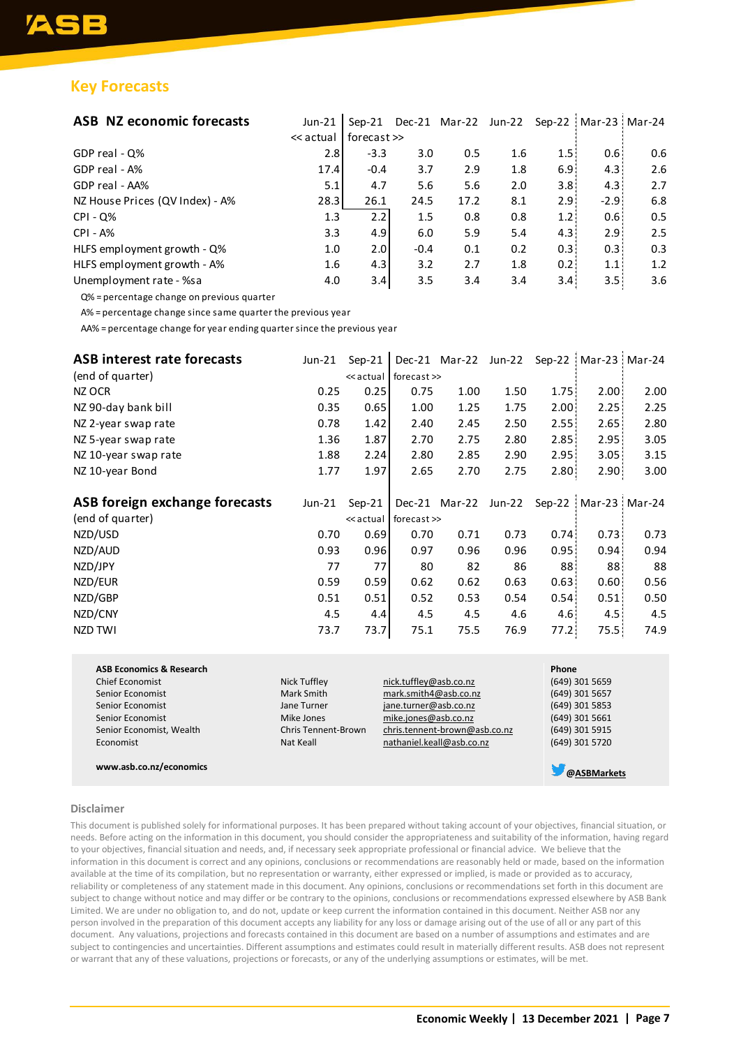## Key Forecasts

| ASB NZ economic forecasts | Jun-21 | Sep-21 | Dec-21 | Mar-22 | Jun-22 | Sep-22 | Mar-23 | Mar-24 |
|---|---|---|---|---|---|---|---|---|
| | << actual | forecast >> | | | | | | |
| GDP real - Q% | 2.8 | -3.3 | 3.0 | 0.5 | 1.6 | 1.5 | 0.6 | 0.6 |
| GDP real - A% | 17.4 | -0.4 | 3.7 | 2.9 | 1.8 | 6.9 | 4.3 | 2.6 |
| GDP real - AA% | 5.1 | 4.7 | 5.6 | 5.6 | 2.0 | 3.8 | 4.3 | 2.7 |
| NZ House Prices (QV Index) - A% | 28.3 | 26.1 | 24.5 | 17.2 | 8.1 | 2.9 | -2.9 | 6.8 |
| CPI - Q% | 1.3 | 2.2 | 1.5 | 0.8 | 0.8 | 1.2 | 0.6 | 0.5 |
| CPI - A% | 3.3 | 4.9 | 6.0 | 5.9 | 5.4 | 4.3 | 2.9 | 2.5 |
| HLFS employment growth - Q% | 1.0 | 2.0 | -0.4 | 0.1 | 0.2 | 0.3 | 0.3 | 0.3 |
| HLFS employment growth - A% | 1.6 | 4.3 | 3.2 | 2.7 | 1.8 | 0.2 | 1.1 | 1.2 |
| Unemployment rate - %sa | 4.0 | 3.4 | 3.5 | 3.4 | 3.4 | 3.4 | 3.5 | 3.6 |

Q% = percentage change on previous quarter

A% = percentage change since same quarter the previous year

AA% = percentage change for year ending quarter since the previous year

| ASB interest rate forecasts | Jun-21 | Sep-21 | Dec-21 | Mar-22 | Jun-22 | Sep-22 | Mar-23 | Mar-24 |
|---|---|---|---|---|---|---|---|---|
| (end of quarter) | | << actual | forecast >> | | | | | |
| NZ OCR | 0.25 | 0.25 | 0.75 | 1.00 | 1.50 | 1.75 | 2.00 | 2.00 |
| NZ 90-day bank bill | 0.35 | 0.65 | 1.00 | 1.25 | 1.75 | 2.00 | 2.25 | 2.25 |
| NZ 2-year swap rate | 0.78 | 1.42 | 2.40 | 2.45 | 2.50 | 2.55 | 2.65 | 2.80 |
| NZ 5-year swap rate | 1.36 | 1.87 | 2.70 | 2.75 | 2.80 | 2.85 | 2.95 | 3.05 |
| NZ 10-year swap rate | 1.88 | 2.24 | 2.80 | 2.85 | 2.90 | 2.95 | 3.05 | 3.15 |
| NZ 10-year Bond | 1.77 | 1.97 | 2.65 | 2.70 | 2.75 | 2.80 | 2.90 | 3.00 |

| ASB foreign exchange forecasts | Jun-21 | Sep-21 | Dec-21 | Mar-22 | Jun-22 | Sep-22 | Mar-23 | Mar-24 |
|---|---|---|---|---|---|---|---|---|
| (end of quarter) | | << actual | forecast >> | | | | | |
| NZD/USD | 0.70 | 0.69 | 0.70 | 0.71 | 0.73 | 0.74 | 0.73 | 0.73 |
| NZD/AUD | 0.93 | 0.96 | 0.97 | 0.96 | 0.96 | 0.95 | 0.94 | 0.94 |
| NZD/JPY | 77 | 77 | 80 | 82 | 86 | 88 | 88 | 88 |
| NZD/EUR | 0.59 | 0.59 | 0.62 | 0.62 | 0.63 | 0.63 | 0.60 | 0.56 |
| NZD/GBP | 0.51 | 0.51 | 0.52 | 0.53 | 0.54 | 0.54 | 0.51 | 0.50 |
| NZD/CNY | 4.5 | 4.4 | 4.5 | 4.5 | 4.6 | 4.6 | 4.5 | 4.5 |
| NZD TWI | 73.7 | 73.7 | 75.1 | 75.5 | 76.9 | 77.2 | 75.5 | 74.9 |

| ASB Economics & Research | | | Phone |
|---|---|---|---|
| Chief Economist | Nick Tuffley | nick.tuffley@asb.co.nz | (649) 301 5659 |
| Senior Economist | Mark Smith | mark.smith4@asb.co.nz | (649) 301 5657 |
| Senior Economist | Jane Turner | jane.turner@asb.co.nz | (649) 301 5853 |
| Senior Economist | Mike Jones | mike.jones@asb.co.nz | (649) 301 5661 |
| Senior Economist, Wealth | Chris Tennent-Brown | chris.tennent-brown@asb.co.nz | (649) 301 5915 |
| Economist | Nat Keall | nathaniel.keall@asb.co.nz | (649) 301 5720 |

**www.asb.co.nz/economics**

**@ASBMarkets**

### Disclaimer

This document is published solely for informational purposes. It has been prepared without taking account of your objectives, financial situation, or needs. Before acting on the information in this document, you should consider the appropriateness and suitability of the information, having regard to your objectives, financial situation and needs, and, if necessary seek appropriate professional or financial advice. We believe that the information in this document is correct and any opinions, conclusions or recommendations are reasonably held or made, based on the information available at the time of its compilation, but no representation or warranty, either expressed or implied, is made or provided as to accuracy, reliability or completeness of any statement made in this document. Any opinions, conclusions or recommendations set forth in this document are subject to change without notice and may differ or be contrary to the opinions, conclusions or recommendations expressed elsewhere by ASB Bank Limited. We are under no obligation to, and do not, update or keep current the information contained in this document. Neither ASB nor any person involved in the preparation of this document accepts any liability for any loss or damage arising out of the use of all or any part of this document. Any valuations, projections and forecasts contained in this document are based on a number of assumptions and estimates and are subject to contingencies and uncertainties. Different assumptions and estimates could result in materially different results. ASB does not represent or warrant that any of these valuations, projections or forecasts, or any of the underlying assumptions or estimates, will be met.